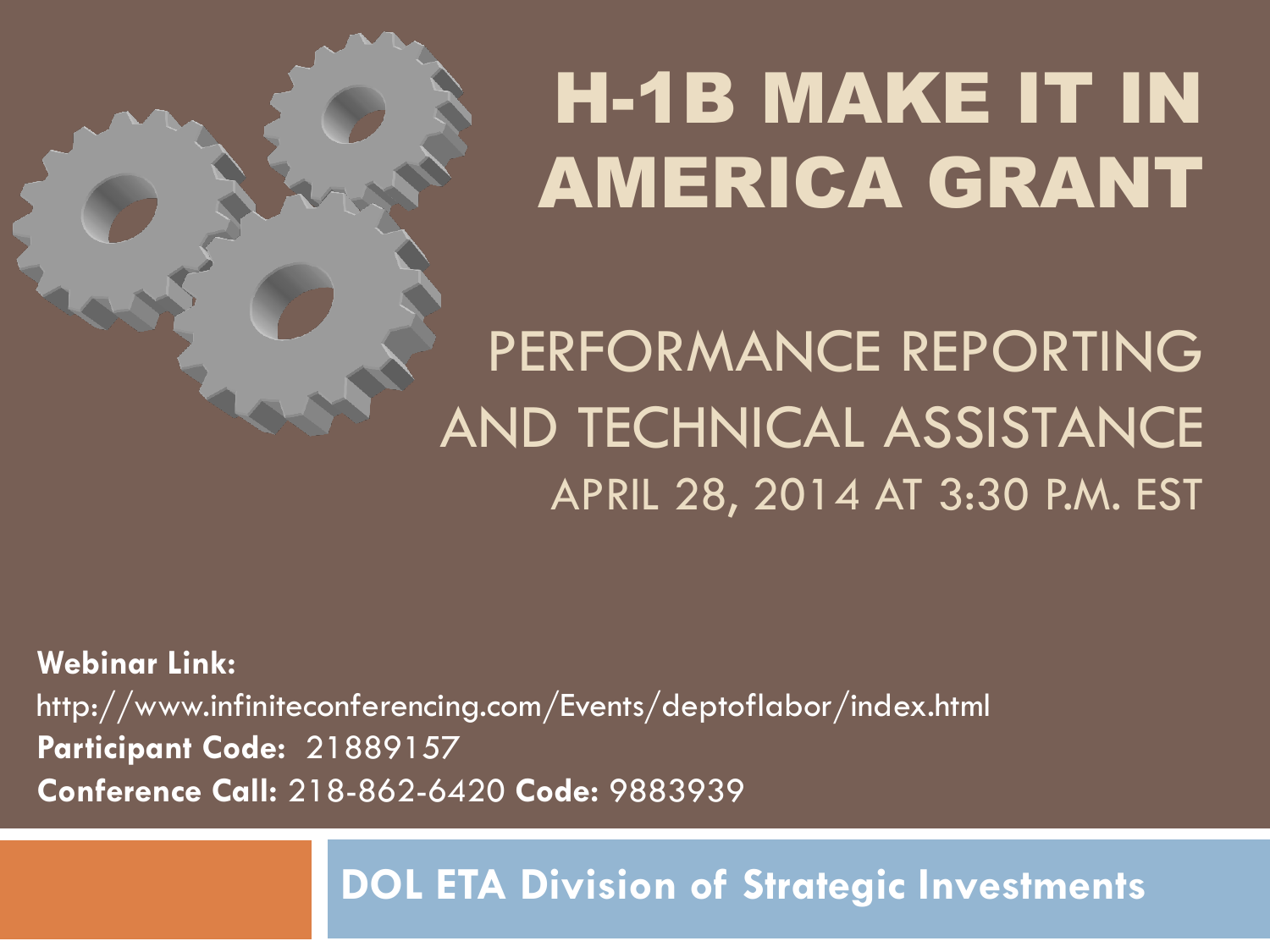# H-1B MAKE IT IN AMERICA GRANT

## PERFORMANCE REPORTING AND TECHNICAL ASSISTANCE

APRIL 28, 2014 AT 3:30 P.M. EST

**Webinar Link:**
http://www.infiniteconferencing.com/Events/deptoflabor/index.html
**Participant Code:** 21889157
**Conference Call:** 218-862-6420 **Code:** 9883939

**DOL ETA Division of Strategic Investments**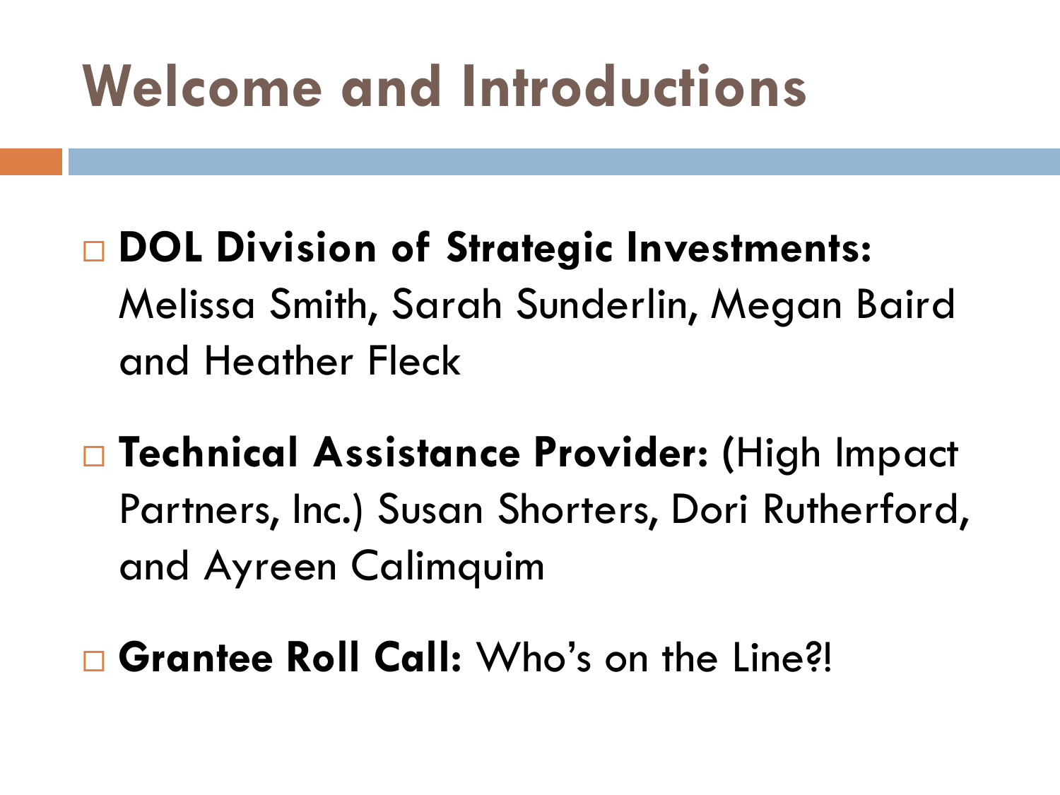# Welcome and Introductions

- **DOL Division of Strategic Investments:** Melissa Smith, Sarah Sunderlin, Megan Baird and Heather Fleck
- **Technical Assistance Provider:** (High Impact Partners, Inc.) Susan Shorters, Dori Rutherford, and Ayreen Calimquim
- **Grantee Roll Call:** Who's on the Line?!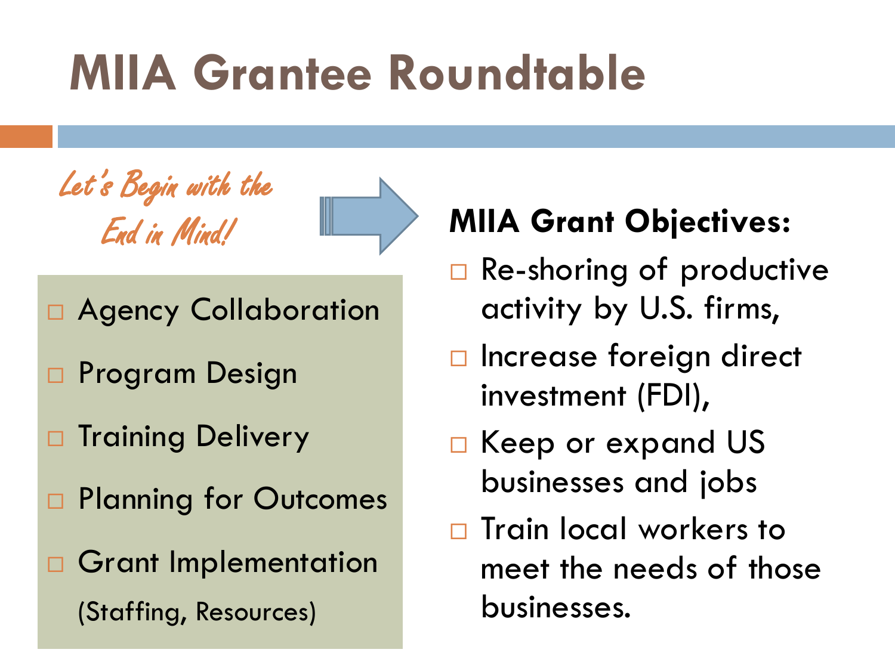# MIIA Grantee Roundtable

*Let's Begin with the End in Mind!*

- Agency Collaboration
- Program Design
- Training Delivery
- Planning for Outcomes
- Grant Implementation (Staffing, Resources)

**MIIA Grant Objectives:**

- Re-shoring of productive activity by U.S. firms,
- Increase foreign direct investment (FDI),
- Keep or expand US businesses and jobs
- Train local workers to meet the needs of those businesses.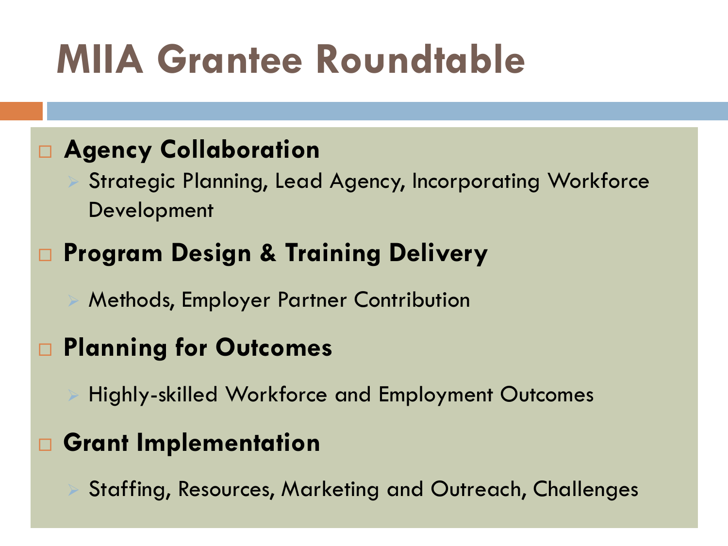# MIIA Grantee Roundtable

- **Agency Collaboration**
  - Strategic Planning, Lead Agency, Incorporating Workforce Development
- **Program Design & Training Delivery**
  - Methods, Employer Partner Contribution
- **Planning for Outcomes**
  - Highly-skilled Workforce and Employment Outcomes
- **Grant Implementation**
  - Staffing, Resources, Marketing and Outreach, Challenges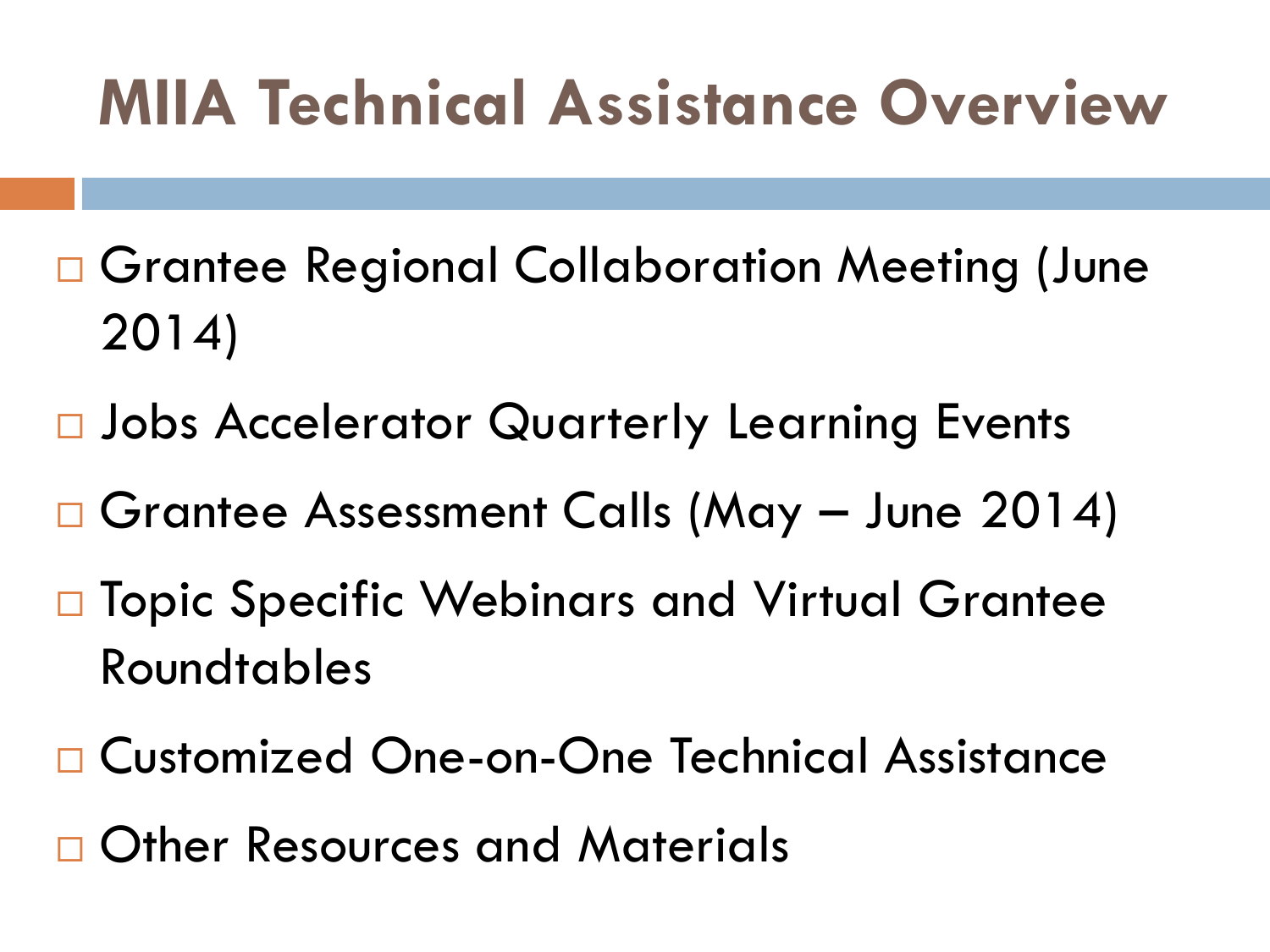# MIIA Technical Assistance Overview

- Grantee Regional Collaboration Meeting (June 2014)
- Jobs Accelerator Quarterly Learning Events
- Grantee Assessment Calls (May – June 2014)
- Topic Specific Webinars and Virtual Grantee Roundtables
- Customized One-on-One Technical Assistance
- Other Resources and Materials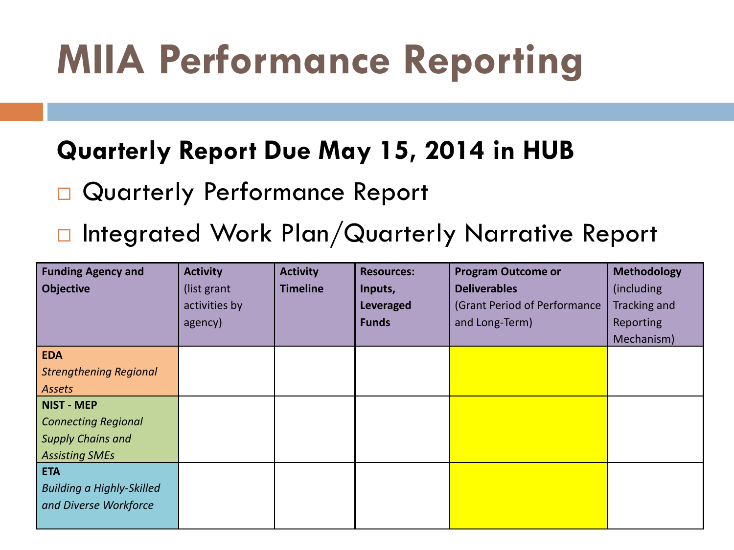# MIIA Performance Reporting

## Quarterly Report Due May 15, 2014 in HUB

- Quarterly Performance Report
- Integrated Work Plan/Quarterly Narrative Report

| **Funding Agency and Objective** | **Activity** (list grant activities by agency) | **Activity Timeline** | **Resources: Inputs, Leveraged Funds** | **Program Outcome or Deliverables** (Grant Period of Performance and Long-Term) | **Methodology** (including Tracking and Reporting Mechanism) |
|---|---|---|---|---|---|
| **EDA** *Strengthening Regional Assets* | | | | | |
| **NIST - MEP** *Connecting Regional Supply Chains and Assisting SMEs* | | | | | |
| **ETA** *Building a Highly-Skilled and Diverse Workforce* | | | | | |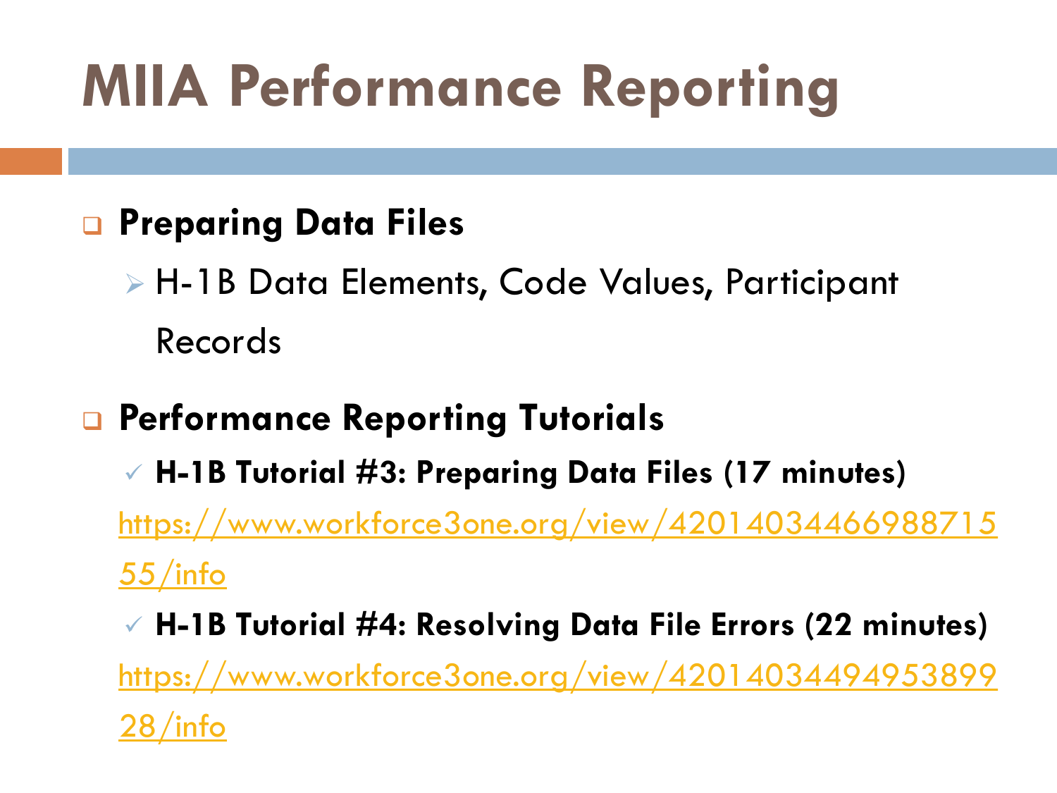# MIIA Performance Reporting

- **Preparing Data Files**
  - H-1B Data Elements, Code Values, Participant Records
- **Performance Reporting Tutorials**
  - **H-1B Tutorial #3: Preparing Data Files (17 minutes)**
    https://www.workforce3one.org/view/420140344669887155/info
  - **H-1B Tutorial #4: Resolving Data File Errors (22 minutes)**
    https://www.workforce3one.org/view/420140344949538992 8/info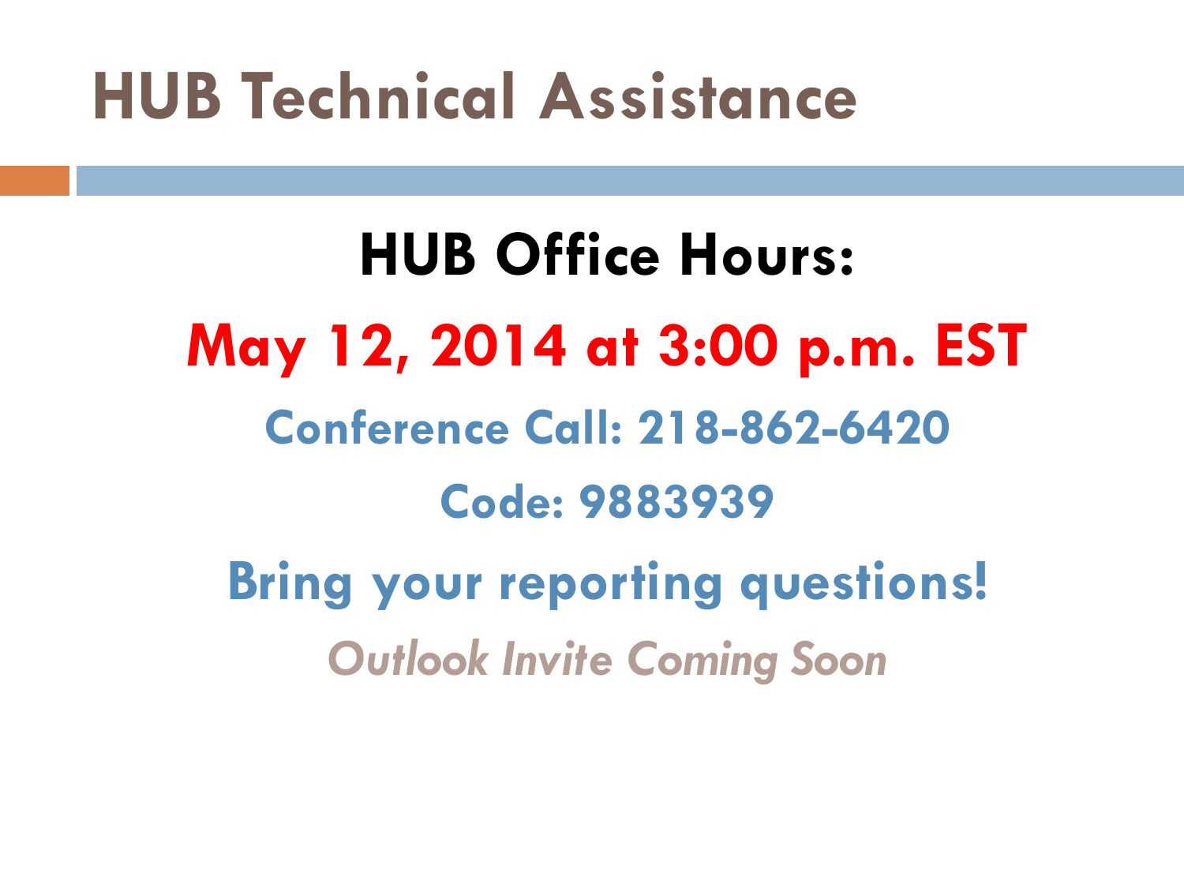# HUB Technical Assistance

## HUB Office Hours:

**May 12, 2014 at 3:00 p.m. EST**

**Conference Call: 218-862-6420**

**Code: 9883939**

**Bring your reporting questions!**

***Outlook Invite Coming Soon***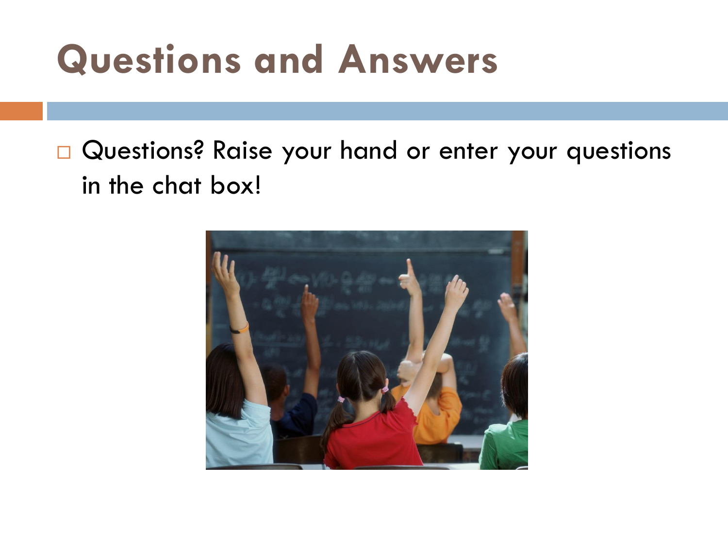# Questions and Answers

- Questions? Raise your hand or enter your questions in the chat box!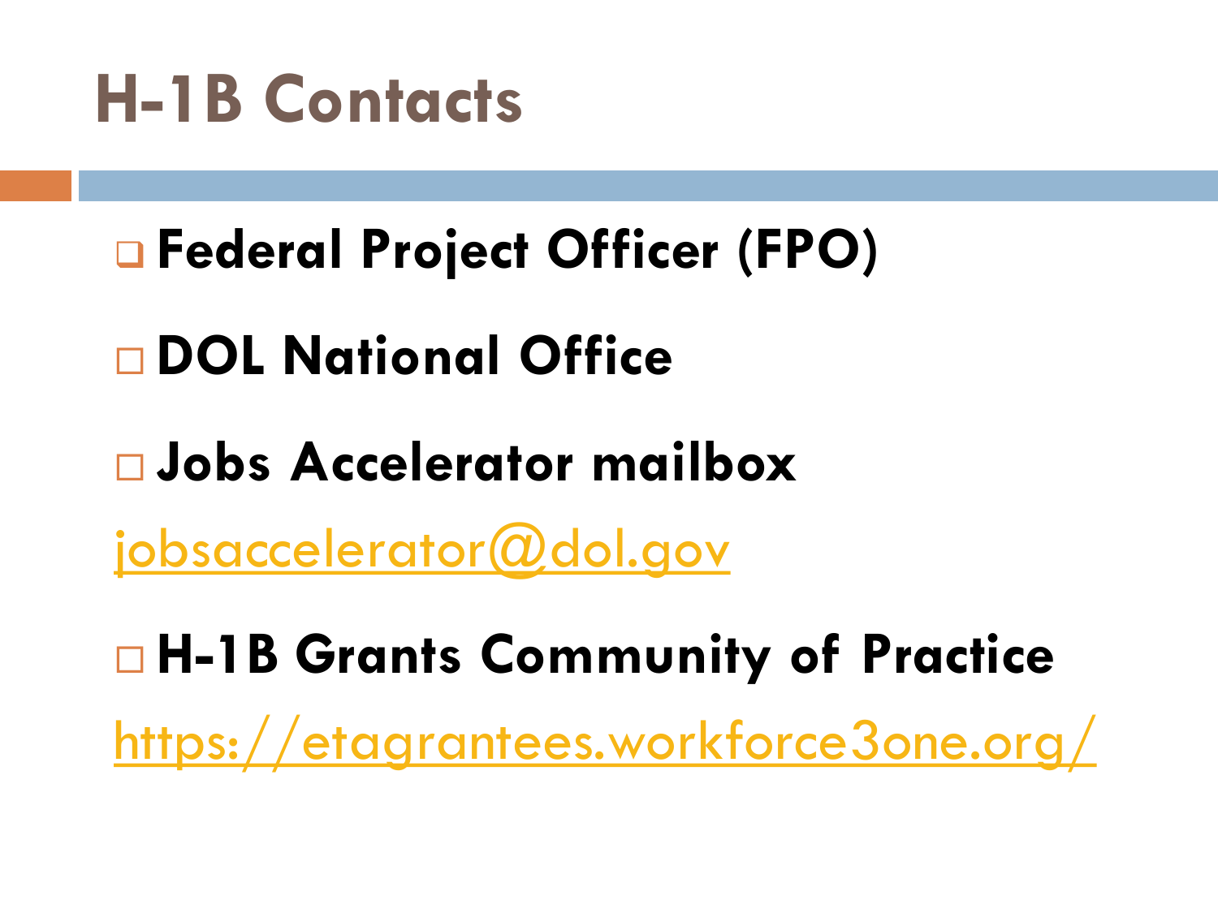# H-1B Contacts

- **Federal Project Officer (FPO)**
- **DOL National Office**
- **Jobs Accelerator mailbox**

jobsaccelerator@dol.gov

- **H-1B Grants Community of Practice**

https://etagrantees.workforce3one.org/